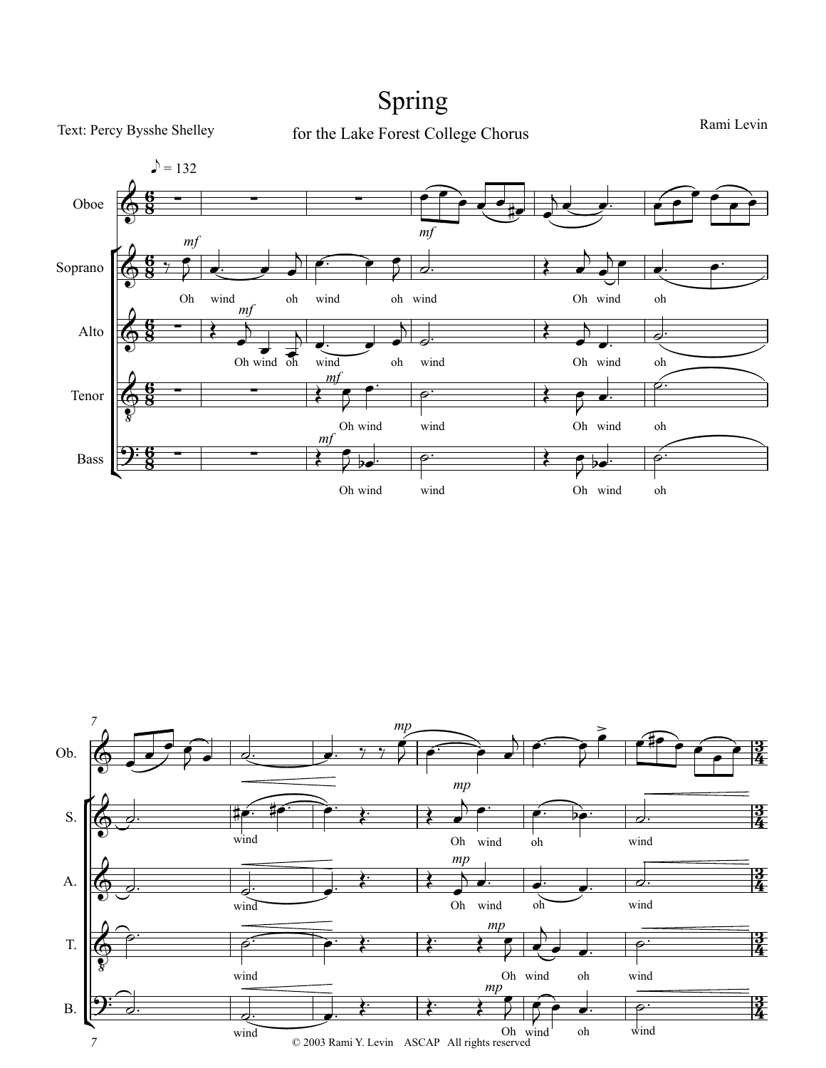# Spring

Text: Percy Bysshe Shelley

for the Lake Forest College Chorus

Rami Levin

© 2003 Rami Y. Levin ASCAP All rights reserved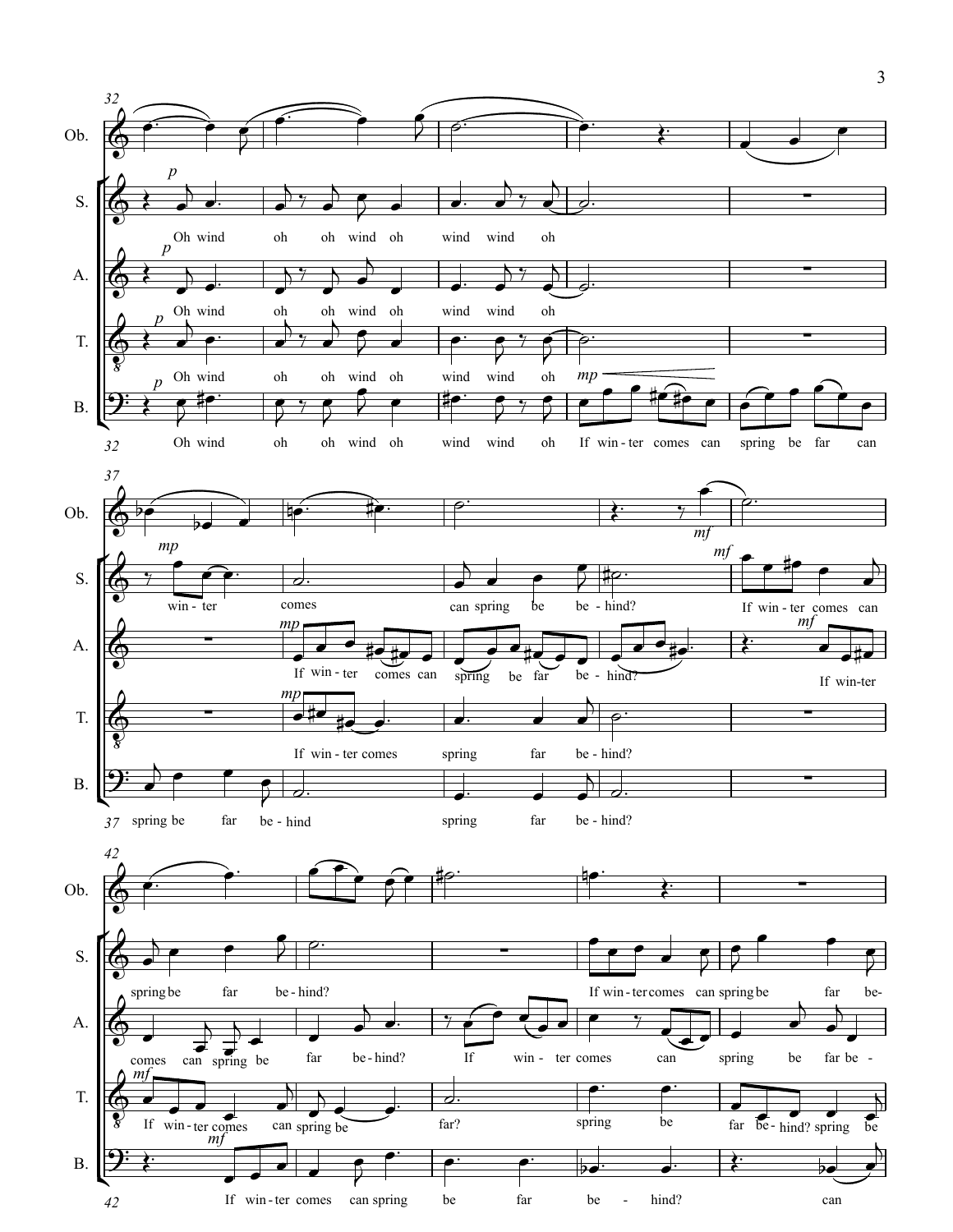Ob.

S. *p* Oh wind oh oh wind oh wind wind oh *mp* win - ter comes can spring be be - hind? *mf* If win - ter comes can spring be far be - hind? If win - ter comes can spring be far be-

A. *p* Oh wind oh oh wind oh wind wind oh *mp* If win - ter comes can spring be far be - hind? *mf* If win-ter comes can spring be far be-hind? If win - ter comes can spring be far be -

T. *p* Oh wind oh oh wind oh wind wind oh *mp* If win - ter comes spring far be - hind? *mf* If win - ter comes can spring be far? spring be far be- hind? spring be

B. *p* Oh wind oh oh wind oh wind wind oh *mp* If win - ter comes can spring be far can spring be far be - hind spring far be - hind? *mf* If win - ter comes can spring be far be - hind? can